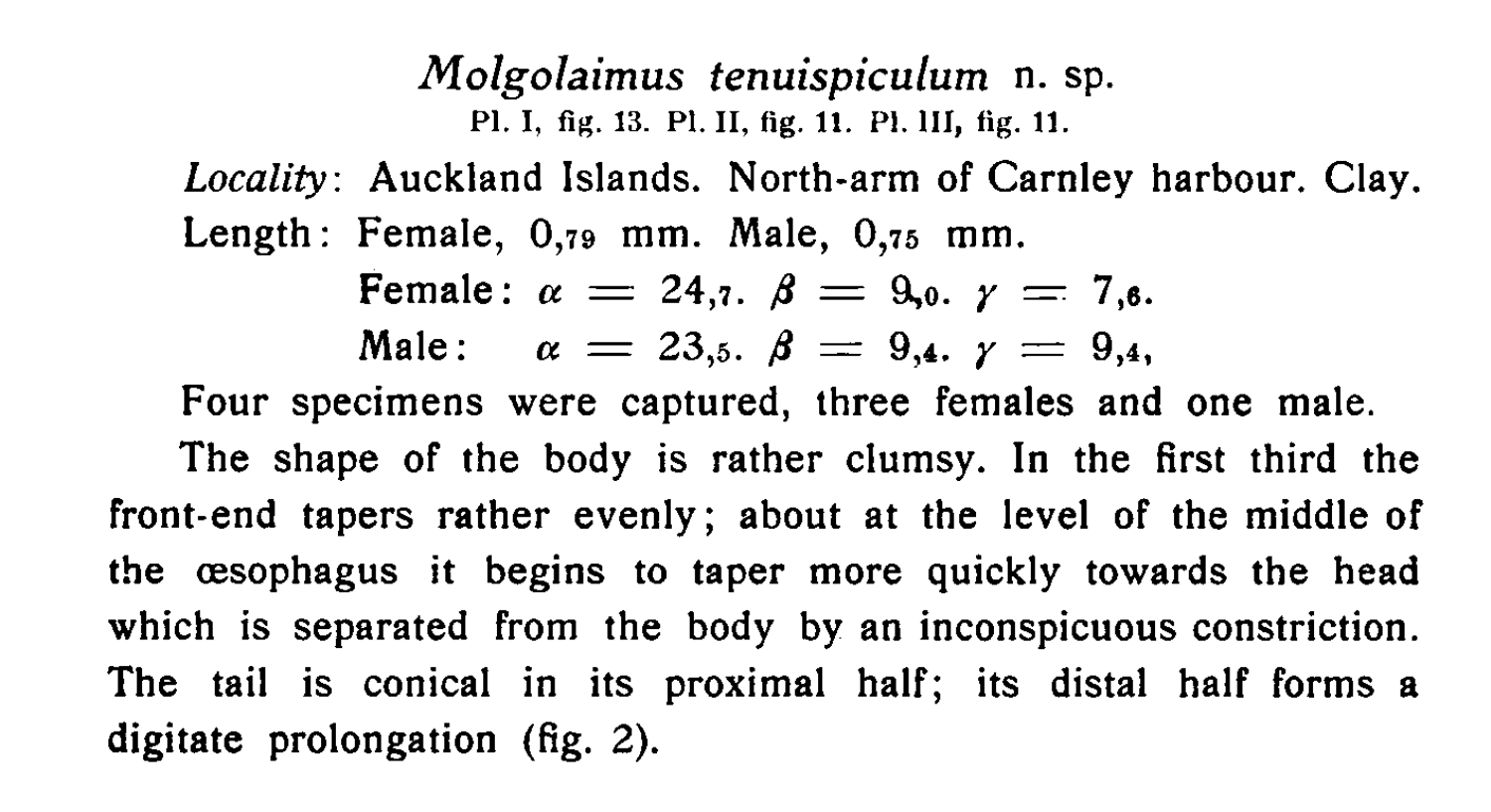# *Molgolaimus tenuispiculum* n. sp.

Pl. I, fig. 13. Pl. II, fig. 11. Pl. III, fig. 11.

*Locality*: Auckland Islands. North-arm of Carnley harbour. Clay.

Length: Female, 0,79 mm. Male, 0,75 mm.

Female: $\alpha = 24{,}7$. $\beta = 9{,}0$. $\gamma = 7{,}6$.

Male: $\alpha = 23{,}5$. $\beta = 9{,}4$. $\gamma = 9{,}4$,

Four specimens were captured, three females and one male.

The shape of the body is rather clumsy. In the first third the front-end tapers rather evenly; about at the level of the middle of the œsophagus it begins to taper more quickly towards the head which is separated from the body by an inconspicuous constriction. The tail is conical in its proximal half; its distal half forms a digitate prolongation (fig. 2).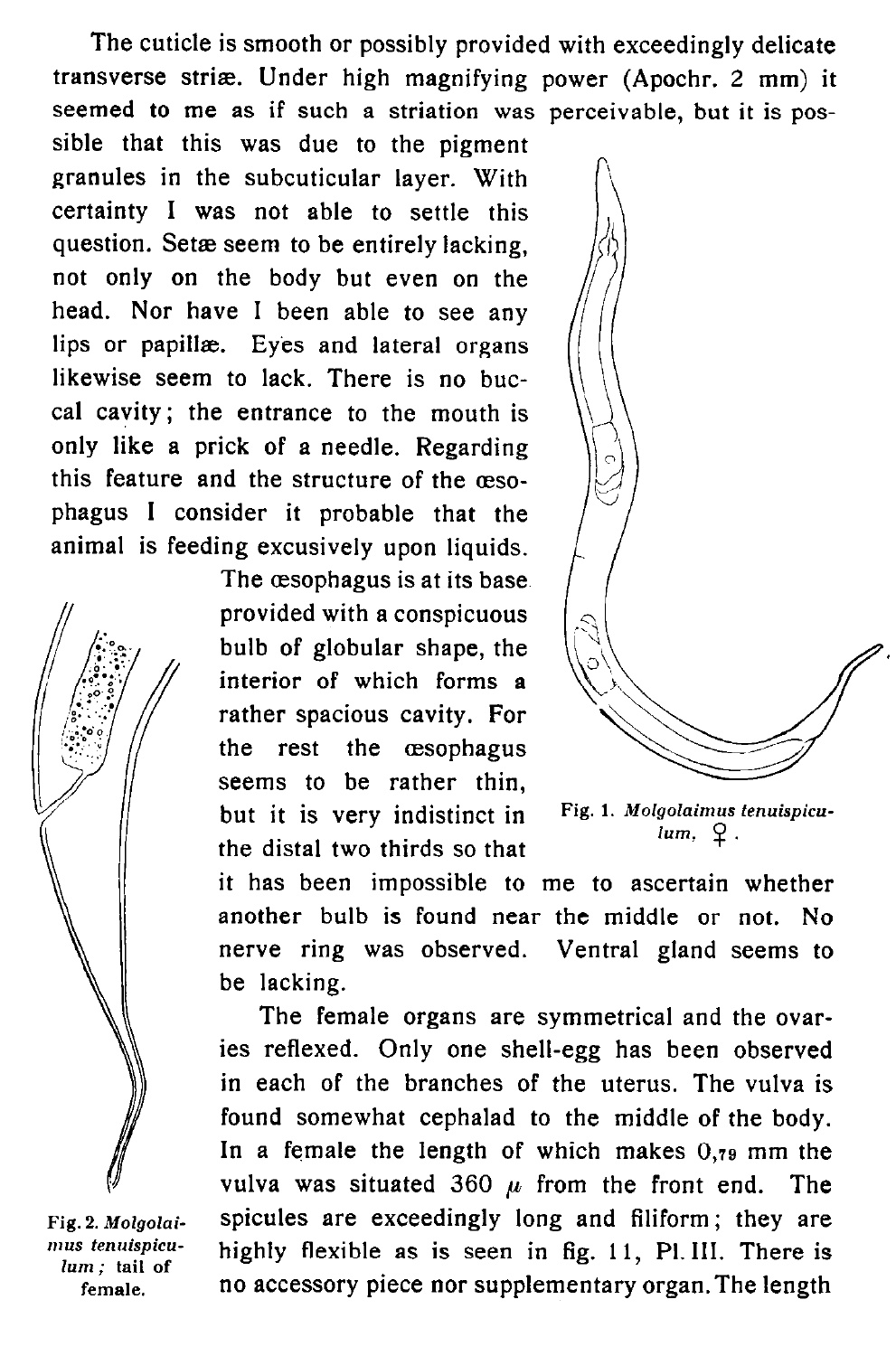The cuticle is smooth or possibly provided with exceedingly delicate transverse striæ. Under high magnifying power (Apochr. 2 mm) it seemed to me as if such a striation was perceivable, but it is possible that this was due to the pigment granules in the subcuticular layer. With certainty I was not able to settle this question. Setæ seem to be entirely lacking, not only on the body but even on the head. Nor have I been able to see any lips or papillæ. Eyes and lateral organs likewise seem to lack. There is no buccal cavity; the entrance to the mouth is only like a prick of a needle. Regarding this feature and the structure of the œsophagus I consider it probable that the animal is feeding excusively upon liquids. The œsophagus is at its base provided with a conspicuous bulb of globular shape, the interior of which forms a rather spacious cavity. For the rest the œsophagus seems to be rather thin, but it is very indistinct in the distal two thirds so that it has been impossible to me to ascertain whether another bulb is found near the middle or not. No nerve ring was observed. Ventral gland seems to be lacking.

Fig. 1. *Molgolaimus tenuispiculum*, ♀.

Fig. 2. *Molgolaimus tenuispiculum*; tail of female.

The female organs are symmetrical and the ovaries reflexed. Only one shell-egg has been observed in each of the branches of the uterus. The vulva is found somewhat cephalad to the middle of the body. In a female the length of which makes 0,79 mm the vulva was situated 360 μ from the front end. The spicules are exceedingly long and filiform; they are highly flexible as is seen in fig. 11, Pl. III. There is no accessory piece nor supplementary organ. The length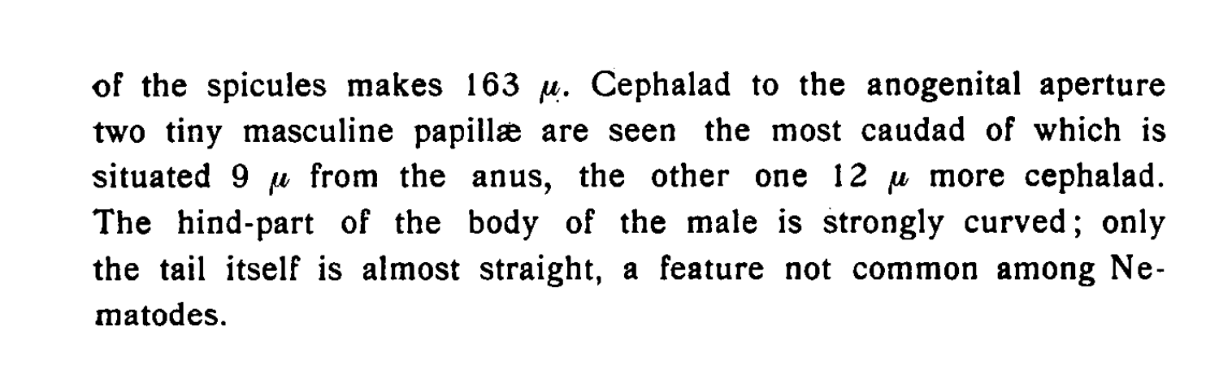of the spicules makes 163 $\mu$. Cephalad to the anogenital aperture two tiny masculine papillæ are seen the most caudad of which is situated 9 $\mu$ from the anus, the other one 12 $\mu$ more cephalad. The hind-part of the body of the male is strongly curved; only the tail itself is almost straight, a feature not common among Nematodes.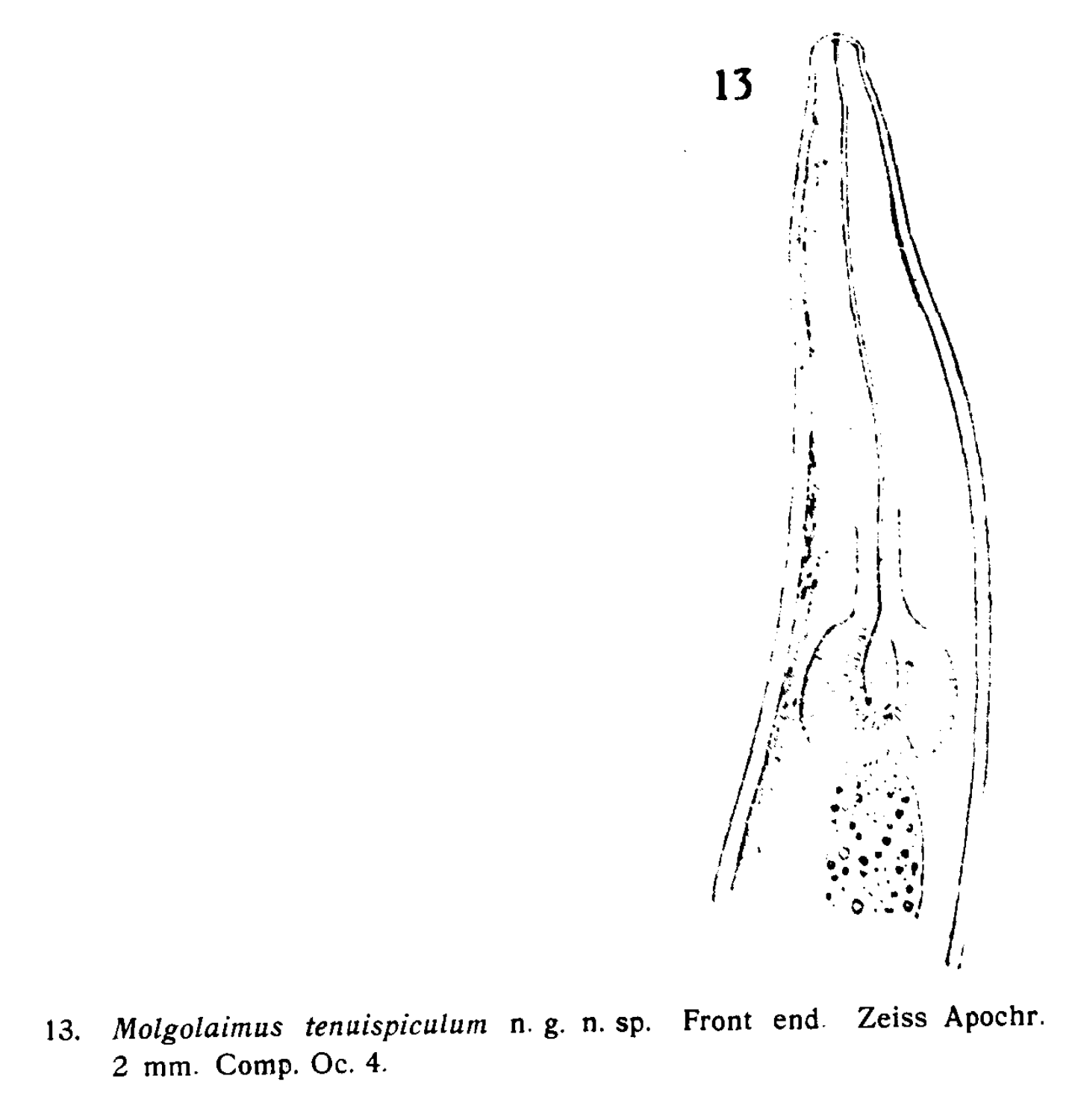13. *Molgolaimus tenuispiculum* n. g. n. sp. Front end. Zeiss Apochr. 2 mm. Comp. Oc. 4.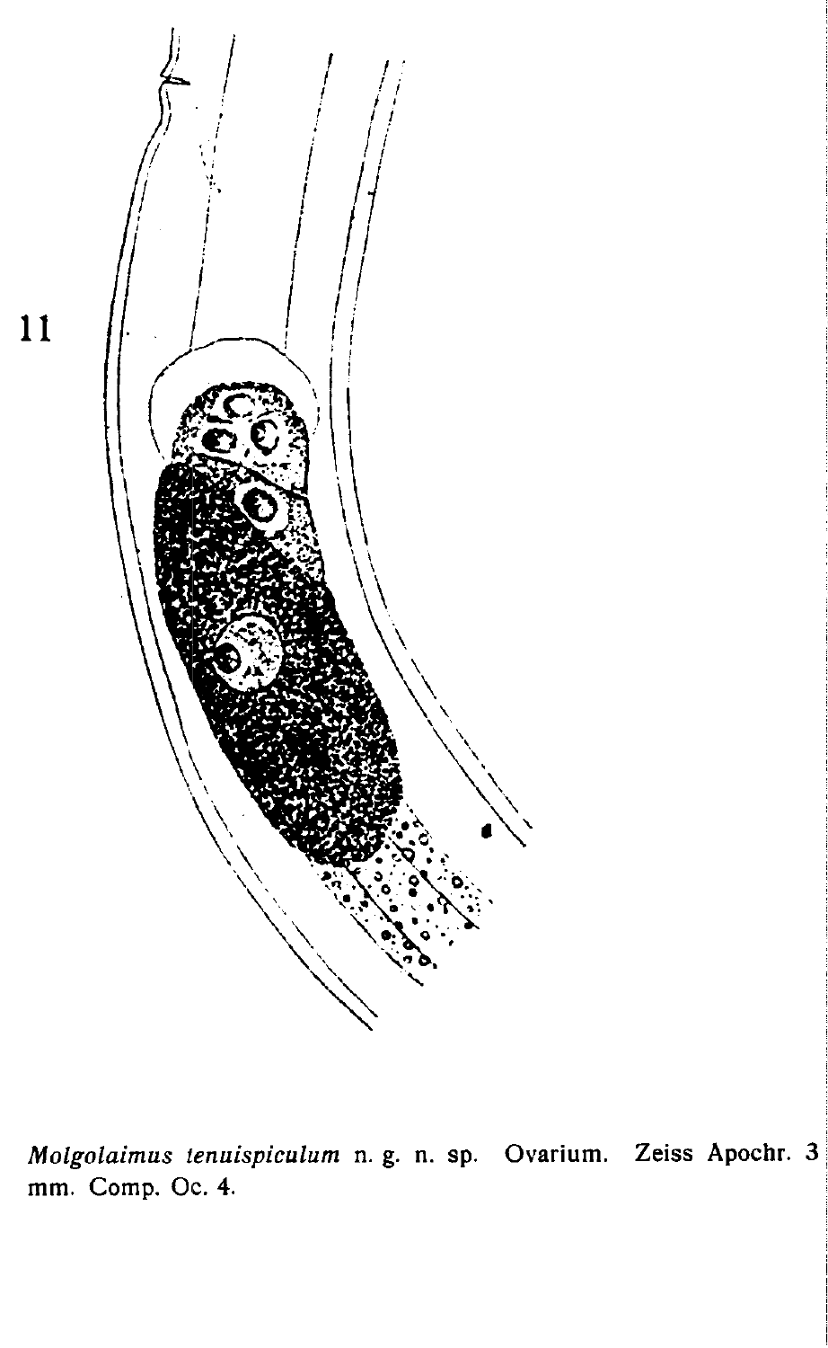11

*Molgolaimus tenuispiculum* n. g. n. sp. Ovarium. Zeiss Apochr. 3 mm. Comp. Oc. 4.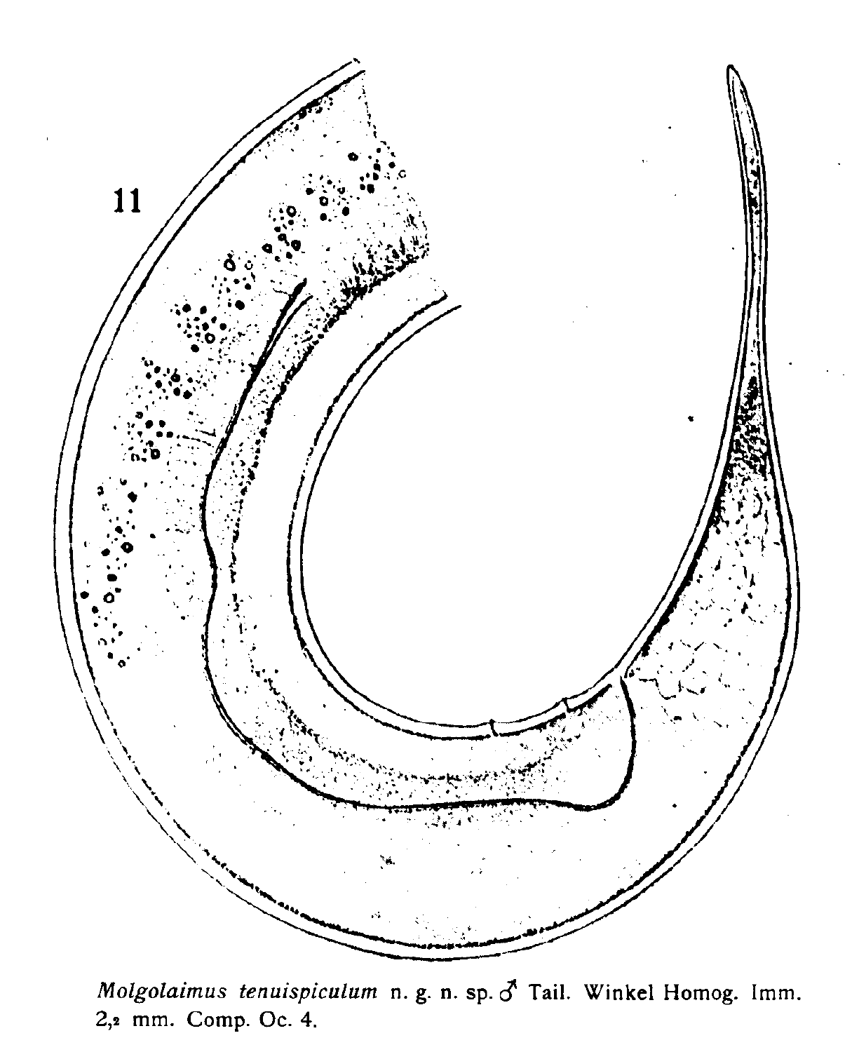11

*Molgolaimus tenuispiculum* n. g. n. sp. ♂ Tail. Winkel Homog. Imm. 2,2 mm. Comp. Oc. 4.